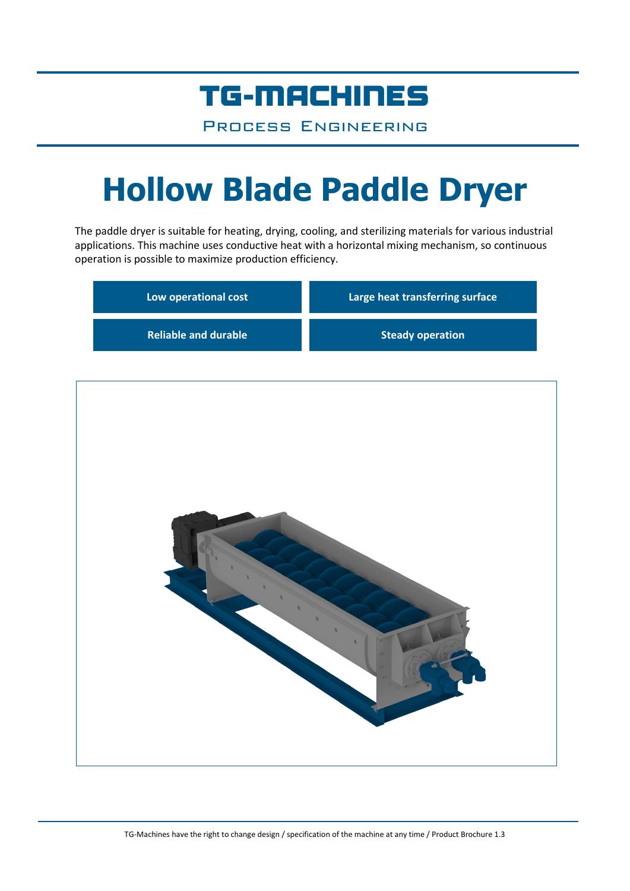# TG-MACHINES

PROCESS ENGINEERING

# Hollow Blade Paddle Dryer

The paddle dryer is suitable for heating, drying, cooling, and sterilizing materials for various industrial applications. This machine uses conductive heat with a horizontal mixing mechanism, so continuous operation is possible to maximize production efficiency.

- **Low operational cost**
- **Large heat transferring surface**
- **Reliable and durable**
- **Steady operation**

TG-Machines have the right to change design / specification of the machine at any time / Product Brochure 1.3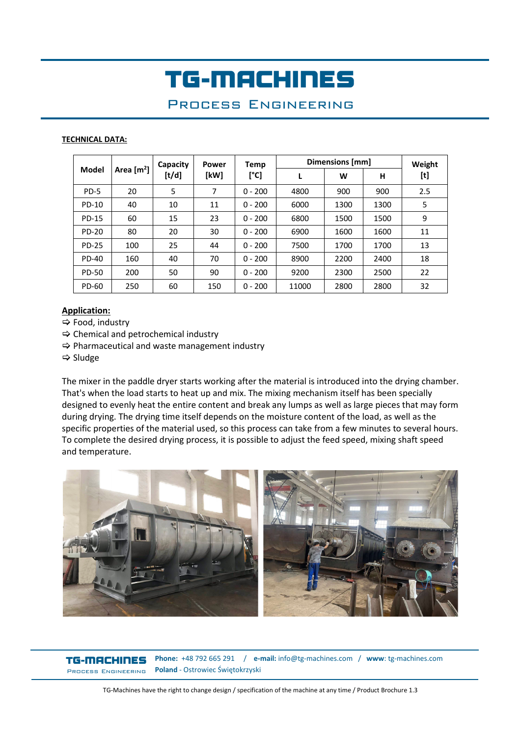**TECHNICAL DATA:**

| Model | Area [$m^2$] | Capacity [t/d] | Power [kW] | Temp [°C] | Dimensions [mm] | | | Weight [t] |
|---|---|---|---|---|---|---|---|---|
| | | | | | L | W | H | |
| PD-5 | 20 | 5 | 7 | 0 - 200 | 4800 | 900 | 900 | 2.5 |
| PD-10 | 40 | 10 | 11 | 0 - 200 | 6000 | 1300 | 1300 | 5 |
| PD-15 | 60 | 15 | 23 | 0 - 200 | 6800 | 1500 | 1500 | 9 |
| PD-20 | 80 | 20 | 30 | 0 - 200 | 6900 | 1600 | 1600 | 11 |
| PD-25 | 100 | 25 | 44 | 0 - 200 | 7500 | 1700 | 1700 | 13 |
| PD-40 | 160 | 40 | 70 | 0 - 200 | 8900 | 2200 | 2400 | 18 |
| PD-50 | 200 | 50 | 90 | 0 - 200 | 9200 | 2300 | 2500 | 22 |
| PD-60 | 250 | 60 | 150 | 0 - 200 | 11000 | 2800 | 2800 | 32 |

**Application:**

⇨ Food, industry
⇨ Chemical and petrochemical industry
⇨ Pharmaceutical and waste management industry
⇨ Sludge

The mixer in the paddle dryer starts working after the material is introduced into the drying chamber. That's when the load starts to heat up and mix. The mixing mechanism itself has been specially designed to evenly heat the entire content and break any lumps as well as large pieces that may form during drying. The drying time itself depends on the moisture content of the load, as well as the specific properties of the material used, so this process can take from a few minutes to several hours. To complete the desired drying process, it is possible to adjust the feed speed, mixing shaft speed and temperature.

**Phone:** +48 792 665 291 / **e-mail:** info@tg-machines.com / **www**: tg-machines.com
**Poland** - Ostrowiec Świętokrzyski

TG-Machines have the right to change design / specification of the machine at any time / Product Brochure 1.3